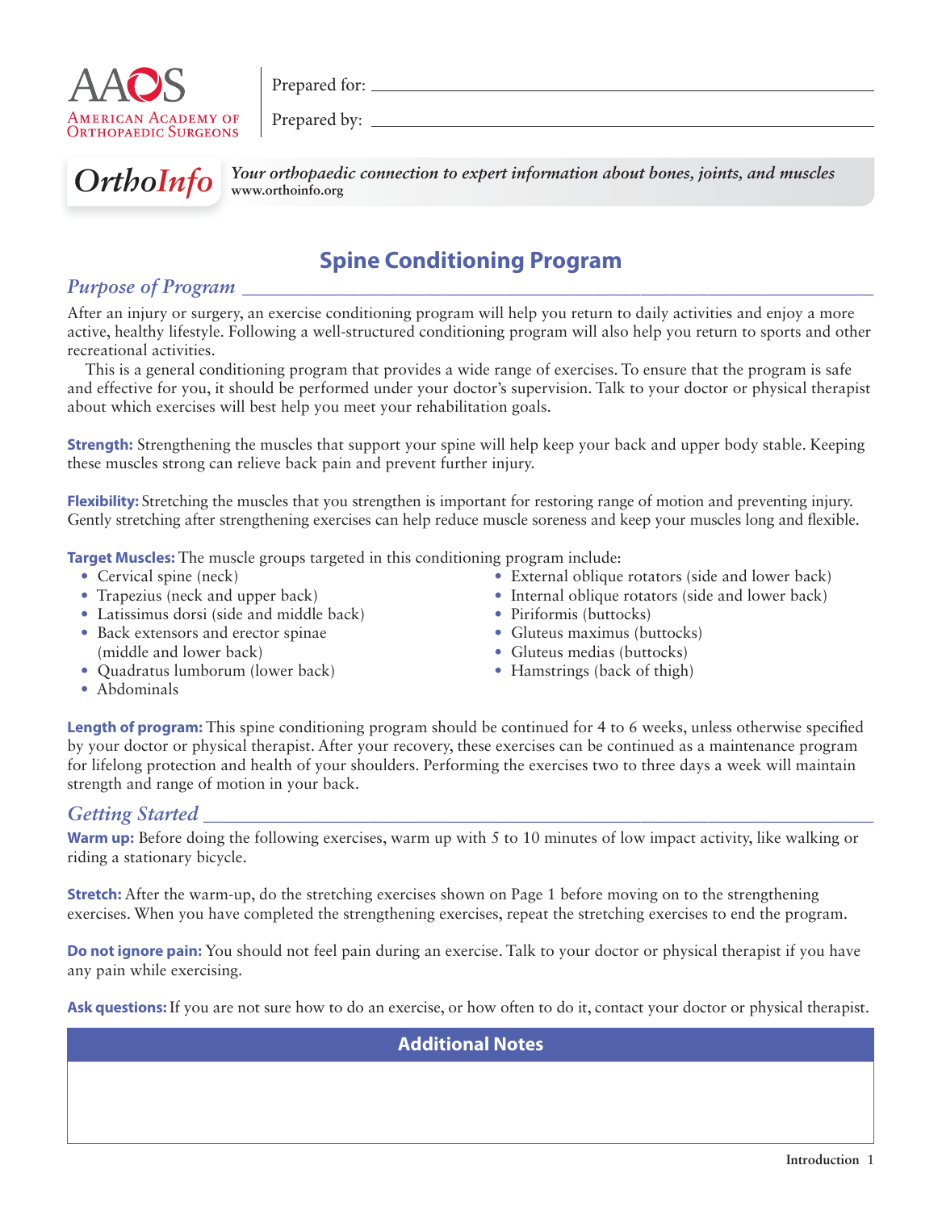AAOS

American Academy of Orthopaedic Surgeons

Prepared for: ______________________________

Prepared by: ______________________________

**OrthoInfo** *Your orthopaedic connection to expert information about bones, joints, and muscles*
**www.orthoinfo.org**

# Spine Conditioning Program

## *Purpose of Program*

After an injury or surgery, an exercise conditioning program will help you return to daily activities and enjoy a more active, healthy lifestyle. Following a well-structured conditioning program will also help you return to sports and other recreational activities.

This is a general conditioning program that provides a wide range of exercises. To ensure that the program is safe and effective for you, it should be performed under your doctor's supervision. Talk to your doctor or physical therapist about which exercises will best help you meet your rehabilitation goals.

**Strength:** Strengthening the muscles that support your spine will help keep your back and upper body stable. Keeping these muscles strong can relieve back pain and prevent further injury.

**Flexibility:** Stretching the muscles that you strengthen is important for restoring range of motion and preventing injury. Gently stretching after strengthening exercises can help reduce muscle soreness and keep your muscles long and flexible.

**Target Muscles:** The muscle groups targeted in this conditioning program include:

- Cervical spine (neck)
- Trapezius (neck and upper back)
- Latissimus dorsi (side and middle back)
- Back extensors and erector spinae (middle and lower back)
- Quadratus lumborum (lower back)
- Abdominals
- External oblique rotators (side and lower back)
- Internal oblique rotators (side and lower back)
- Piriformis (buttocks)
- Gluteus maximus (buttocks)
- Gluteus medias (buttocks)
- Hamstrings (back of thigh)

**Length of program:** This spine conditioning program should be continued for 4 to 6 weeks, unless otherwise specified by your doctor or physical therapist. After your recovery, these exercises can be continued as a maintenance program for lifelong protection and health of your shoulders. Performing the exercises two to three days a week will maintain strength and range of motion in your back.

## *Getting Started*

**Warm up:** Before doing the following exercises, warm up with 5 to 10 minutes of low impact activity, like walking or riding a stationary bicycle.

**Stretch:** After the warm-up, do the stretching exercises shown on Page 1 before moving on to the strengthening exercises. When you have completed the strengthening exercises, repeat the stretching exercises to end the program.

**Do not ignore pain:** You should not feel pain during an exercise. Talk to your doctor or physical therapist if you have any pain while exercising.

**Ask questions:** If you are not sure how to do an exercise, or how often to do it, contact your doctor or physical therapist.

### Additional Notes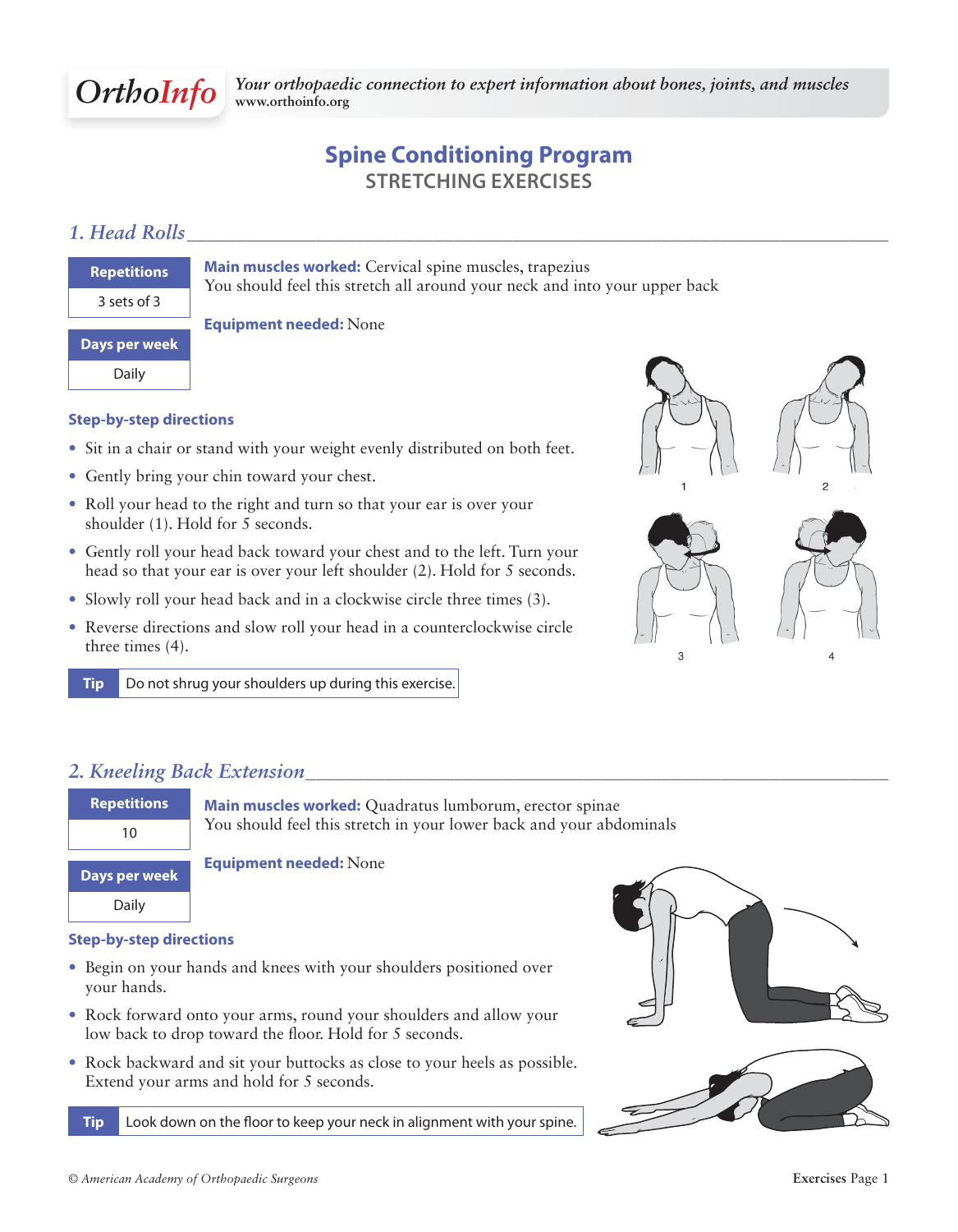# Spine Conditioning Program

## STRETCHING EXERCISES

### 1. Head Rolls

| Repetitions |
|---|
| 3 sets of 3 |

| Days per week |
|---|
| Daily |

**Main muscles worked:** Cervical spine muscles, trapezius
You should feel this stretch all around your neck and into your upper back

**Equipment needed:** None

**Step-by-step directions**

- Sit in a chair or stand with your weight evenly distributed on both feet.
- Gently bring your chin toward your chest.
- Roll your head to the right and turn so that your ear is over your shoulder (1). Hold for 5 seconds.
- Gently roll your head back toward your chest and to the left. Turn your head so that your ear is over your left shoulder (2). Hold for 5 seconds.
- Slowly roll your head back and in a clockwise circle three times (3).
- Reverse directions and slow roll your head in a counterclockwise circle three times (4).

1

2

3

4

**Tip** Do not shrug your shoulders up during this exercise.

### 2. Kneeling Back Extension

| Repetitions |
|---|
| 10 |

| Days per week |
|---|
| Daily |

**Main muscles worked:** Quadratus lumborum, erector spinae
You should feel this stretch in your lower back and your abdominals

**Equipment needed:** None

**Step-by-step directions**

- Begin on your hands and knees with your shoulders positioned over your hands.
- Rock forward onto your arms, round your shoulders and allow your low back to drop toward the floor. Hold for 5 seconds.
- Rock backward and sit your buttocks as close to your heels as possible. Extend your arms and hold for 5 seconds.

**Tip** Look down on the floor to keep your neck in alignment with your spine.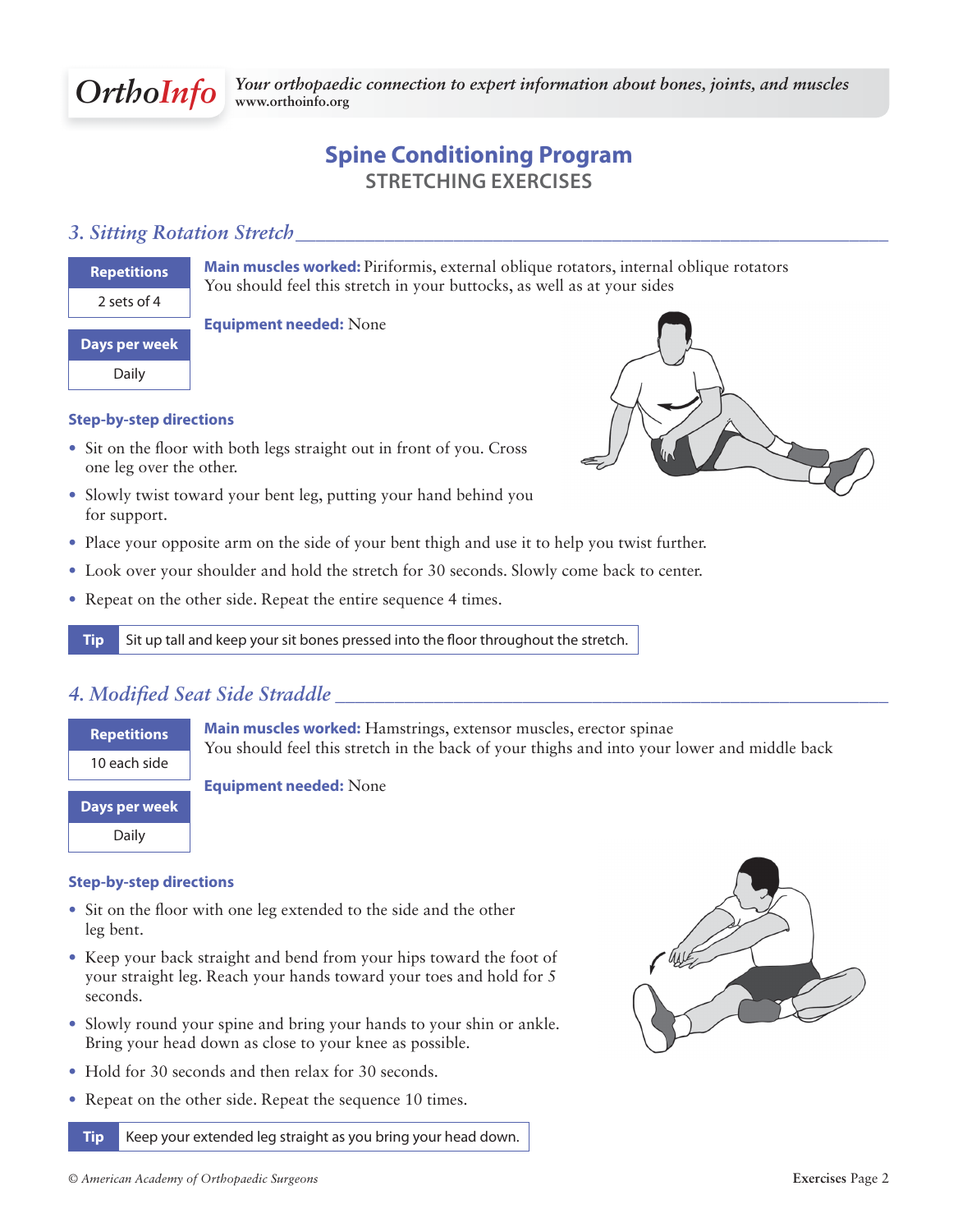# Spine Conditioning Program

## STRETCHING EXERCISES

### 3. Sitting Rotation Stretch

| Repetitions | |
|---|---|
| 2 sets of 4 | |

| Days per week |
|---|
| Daily |

**Main muscles worked:** Piriformis, external oblique rotators, internal oblique rotators
You should feel this stretch in your buttocks, as well as at your sides

**Equipment needed:** None

**Step-by-step directions**

- Sit on the floor with both legs straight out in front of you. Cross one leg over the other.
- Slowly twist toward your bent leg, putting your hand behind you for support.
- Place your opposite arm on the side of your bent thigh and use it to help you twist further.
- Look over your shoulder and hold the stretch for 30 seconds. Slowly come back to center.
- Repeat on the other side. Repeat the entire sequence 4 times.

**Tip** Sit up tall and keep your sit bones pressed into the floor throughout the stretch.

### 4. Modified Seat Side Straddle

| Repetitions |
|---|
| 10 each side |

| Days per week |
|---|
| Daily |

**Main muscles worked:** Hamstrings, extensor muscles, erector spinae
You should feel this stretch in the back of your thighs and into your lower and middle back

**Equipment needed:** None

**Step-by-step directions**

- Sit on the floor with one leg extended to the side and the other leg bent.
- Keep your back straight and bend from your hips toward the foot of your straight leg. Reach your hands toward your toes and hold for 5 seconds.
- Slowly round your spine and bring your hands to your shin or ankle. Bring your head down as close to your knee as possible.
- Hold for 30 seconds and then relax for 30 seconds.
- Repeat on the other side. Repeat the sequence 10 times.

**Tip** Keep your extended leg straight as you bring your head down.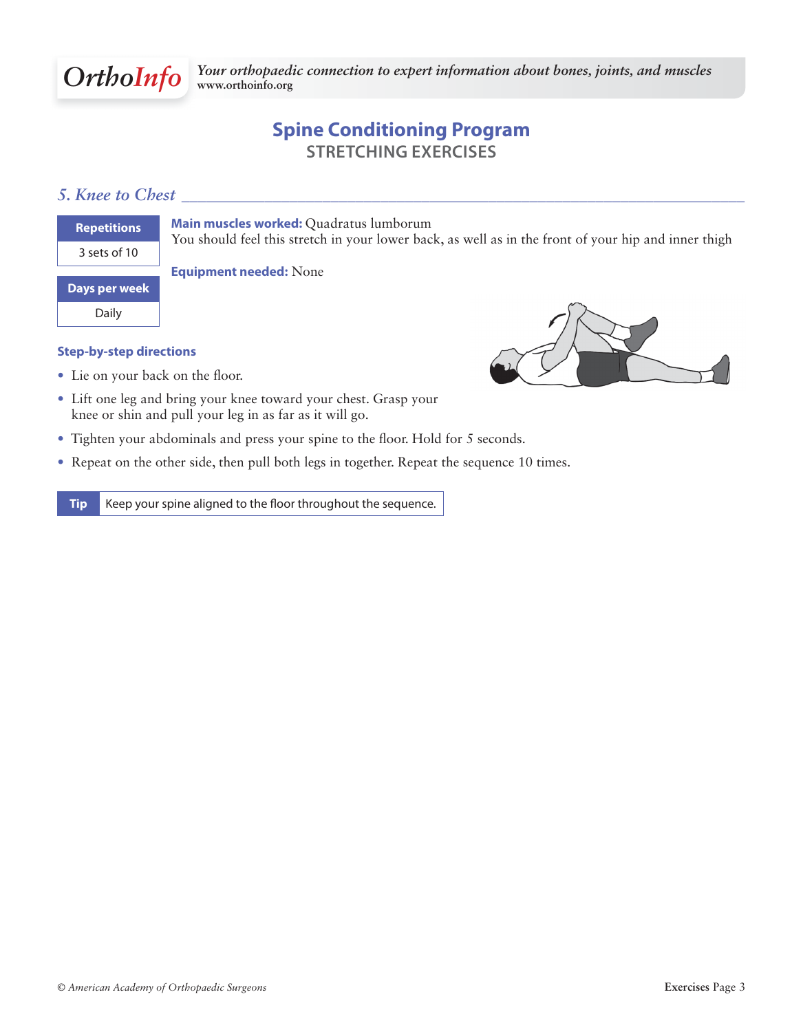# Spine Conditioning Program

## STRETCHING EXERCISES

### *5. Knee to Chest*

| Repetitions |
| --- |
| 3 sets of 10 |

| Days per week |
| --- |
| Daily |

**Main muscles worked:** Quadratus lumborum
You should feel this stretch in your lower back, as well as in the front of your hip and inner thigh

**Equipment needed:** None

**Step-by-step directions**

- Lie on your back on the floor.
- Lift one leg and bring your knee toward your chest. Grasp your knee or shin and pull your leg in as far as it will go.
- Tighten your abdominals and press your spine to the floor. Hold for 5 seconds.
- Repeat on the other side, then pull both legs in together. Repeat the sequence 10 times.

**Tip** Keep your spine aligned to the floor throughout the sequence.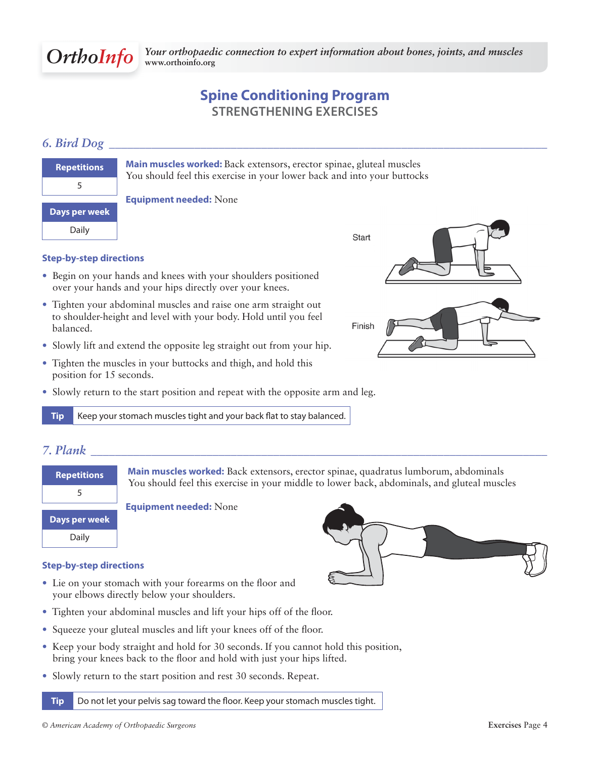# Spine Conditioning Program

## STRENGTHENING EXERCISES

### 6. Bird Dog

| Repetitions |
| --- |
| 5 |

| Days per week |
| --- |
| Daily |

**Main muscles worked:** Back extensors, erector spinae, gluteal muscles
You should feel this exercise in your lower back and into your buttocks

**Equipment needed:** None

Start

Finish

**Step-by-step directions**

- Begin on your hands and knees with your shoulders positioned over your hands and your hips directly over your knees.
- Tighten your abdominal muscles and raise one arm straight out to shoulder-height and level with your body. Hold until you feel balanced.
- Slowly lift and extend the opposite leg straight out from your hip.
- Tighten the muscles in your buttocks and thigh, and hold this position for 15 seconds.
- Slowly return to the start position and repeat with the opposite arm and leg.

**Tip** Keep your stomach muscles tight and your back flat to stay balanced.

### 7. Plank

| Repetitions |
| --- |
| 5 |

| Days per week |
| --- |
| Daily |

**Main muscles worked:** Back extensors, erector spinae, quadratus lumborum, abdominals
You should feel this exercise in your middle to lower back, abdominals, and gluteal muscles

**Equipment needed:** None

**Step-by-step directions**

- Lie on your stomach with your forearms on the floor and your elbows directly below your shoulders.
- Tighten your abdominal muscles and lift your hips off of the floor.
- Squeeze your gluteal muscles and lift your knees off of the floor.
- Keep your body straight and hold for 30 seconds. If you cannot hold this position, bring your knees back to the floor and hold with just your hips lifted.
- Slowly return to the start position and rest 30 seconds. Repeat.

**Tip** Do not let your pelvis sag toward the floor. Keep your stomach muscles tight.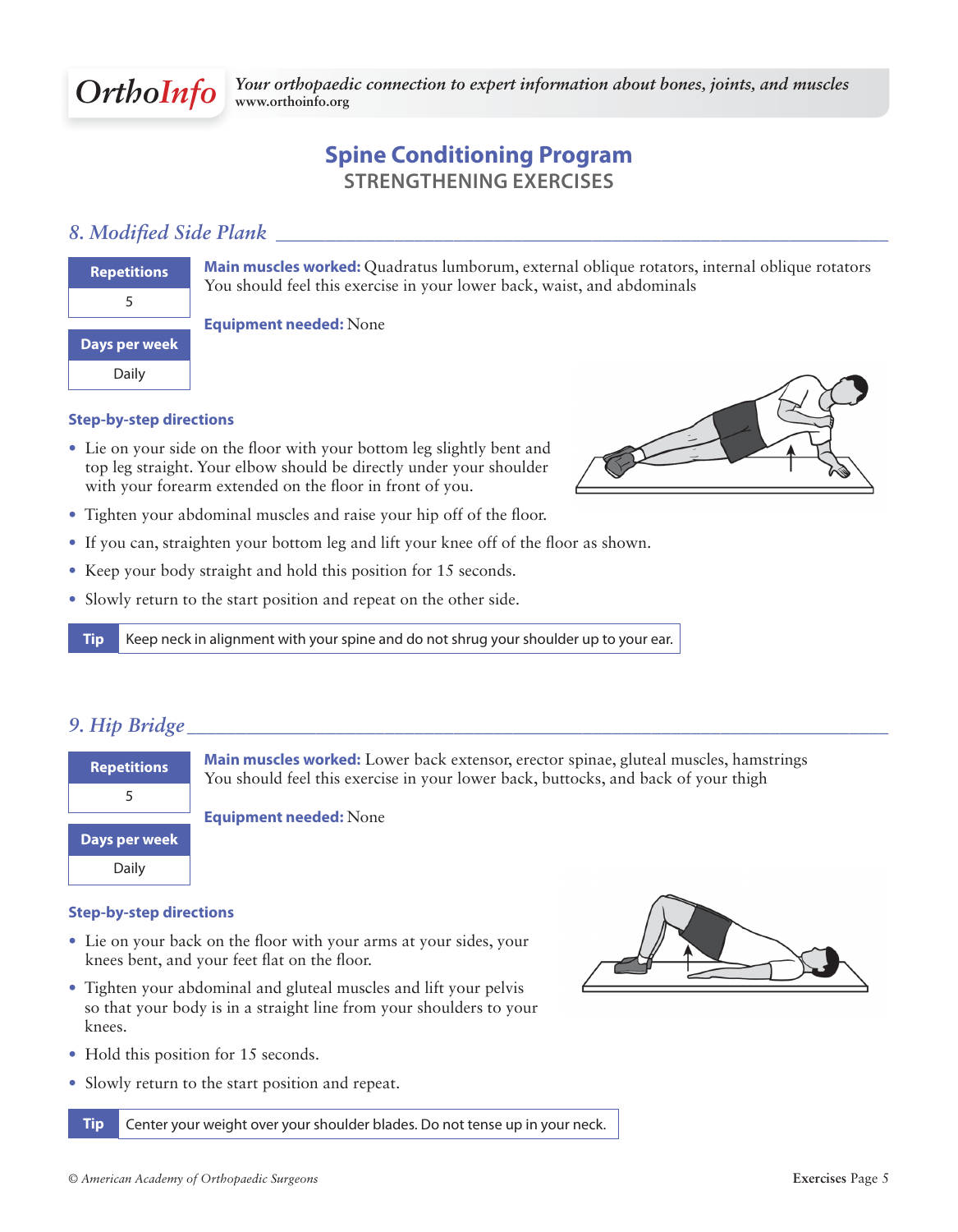# Spine Conditioning Program
## STRENGTHENING EXERCISES

### *8. Modified Side Plank*

| Repetitions |
|---|
| 5 |

| Days per week |
|---|
| Daily |

**Main muscles worked:** Quadratus lumborum, external oblique rotators, internal oblique rotators
You should feel this exercise in your lower back, waist, and abdominals

**Equipment needed:** None

**Step-by-step directions**

- Lie on your side on the floor with your bottom leg slightly bent and top leg straight. Your elbow should be directly under your shoulder with your forearm extended on the floor in front of you.
- Tighten your abdominal muscles and raise your hip off of the floor.
- If you can, straighten your bottom leg and lift your knee off of the floor as shown.
- Keep your body straight and hold this position for 15 seconds.
- Slowly return to the start position and repeat on the other side.

**Tip** Keep neck in alignment with your spine and do not shrug your shoulder up to your ear.

### *9. Hip Bridge*

| Repetitions |
|---|
| 5 |

| Days per week |
|---|
| Daily |

**Main muscles worked:** Lower back extensor, erector spinae, gluteal muscles, hamstrings
You should feel this exercise in your lower back, buttocks, and back of your thigh

**Equipment needed:** None

**Step-by-step directions**

- Lie on your back on the floor with your arms at your sides, your knees bent, and your feet flat on the floor.
- Tighten your abdominal and gluteal muscles and lift your pelvis so that your body is in a straight line from your shoulders to your knees.
- Hold this position for 15 seconds.
- Slowly return to the start position and repeat.

**Tip** Center your weight over your shoulder blades. Do not tense up in your neck.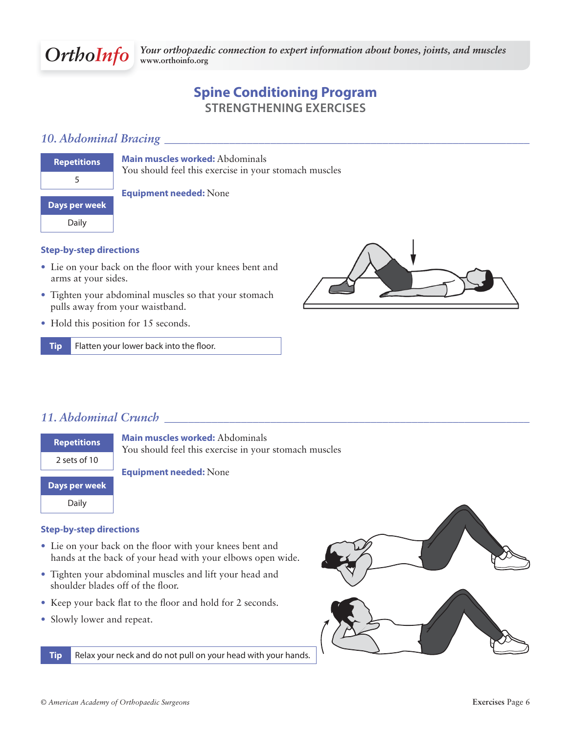# Spine Conditioning Program

STRENGTHENING EXERCISES

## 10. Abdominal Bracing

| Repetitions |
|---|
| 5 |

| Days per week |
|---|
| Daily |

**Main muscles worked:** Abdominals
You should feel this exercise in your stomach muscles

**Equipment needed:** None

### Step-by-step directions

- Lie on your back on the floor with your knees bent and arms at your sides.
- Tighten your abdominal muscles so that your stomach pulls away from your waistband.
- Hold this position for 15 seconds.

**Tip** Flatten your lower back into the floor.

## 11. Abdominal Crunch

| Repetitions |
|---|
| 2 sets of 10 |

| Days per week |
|---|
| Daily |

**Main muscles worked:** Abdominals
You should feel this exercise in your stomach muscles

**Equipment needed:** None

### Step-by-step directions

- Lie on your back on the floor with your knees bent and hands at the back of your head with your elbows open wide.
- Tighten your abdominal muscles and lift your head and shoulder blades off of the floor.
- Keep your back flat to the floor and hold for 2 seconds.
- Slowly lower and repeat.

**Tip** Relax your neck and do not pull on your head with your hands.

© American Academy of Orthopaedic Surgeons